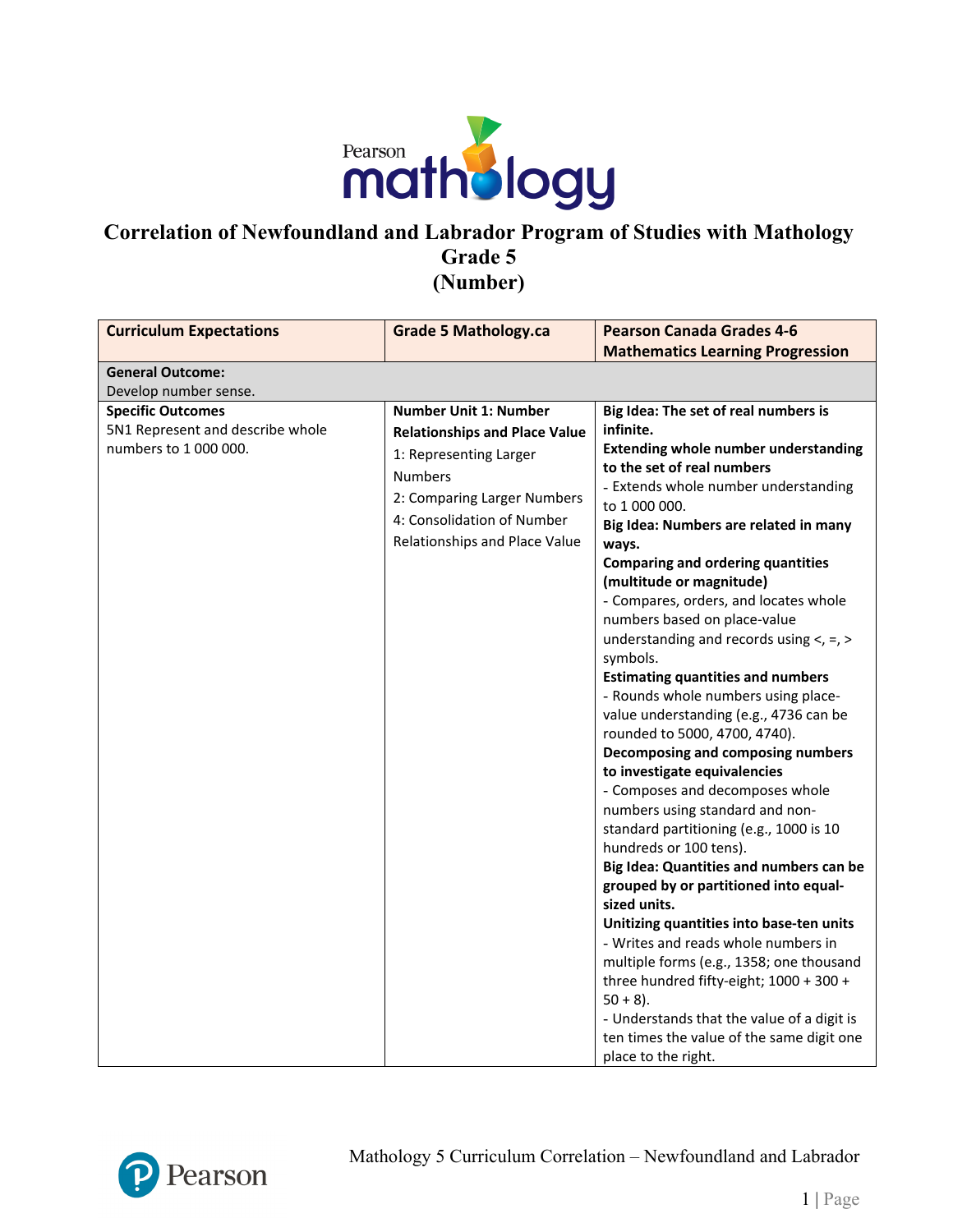# Correlation of Newfoundland and Labrador Program of Studies with Mathology Grade 5 (Number)

| Curriculum Expectations | Grade 5 Mathology.ca | Pearson Canada Grades 4-6 Mathematics Learning Progression |
|---|---|---|
| **General Outcome:**<br>Develop number sense. | | |
| **Specific Outcomes**<br>5N1 Represent and describe whole numbers to 1 000 000. | **Number Unit 1: Number Relationships and Place Value**<br>1: Representing Larger Numbers<br>2: Comparing Larger Numbers<br>4: Consolidation of Number Relationships and Place Value | **Big Idea: The set of real numbers is infinite.**<br>**Extending whole number understanding to the set of real numbers**<br>- Extends whole number understanding to 1 000 000.<br>**Big Idea: Numbers are related in many ways.**<br>**Comparing and ordering quantities (multitude or magnitude)**<br>- Compares, orders, and locates whole numbers based on place-value understanding and records using <, =, > symbols.<br>**Estimating quantities and numbers**<br>- Rounds whole numbers using place-value understanding (e.g., 4736 can be rounded to 5000, 4700, 4740).<br>**Decomposing and composing numbers to investigate equivalencies**<br>- Composes and decomposes whole numbers using standard and non-standard partitioning (e.g., 1000 is 10 hundreds or 100 tens).<br>**Big Idea: Quantities and numbers can be grouped by or partitioned into equal-sized units.**<br>**Unitizing quantities into base-ten units**<br>- Writes and reads whole numbers in multiple forms (e.g., 1358; one thousand three hundred fifty-eight; 1000 + 300 + 50 + 8).<br>- Understands that the value of a digit is ten times the value of the same digit one place to the right. |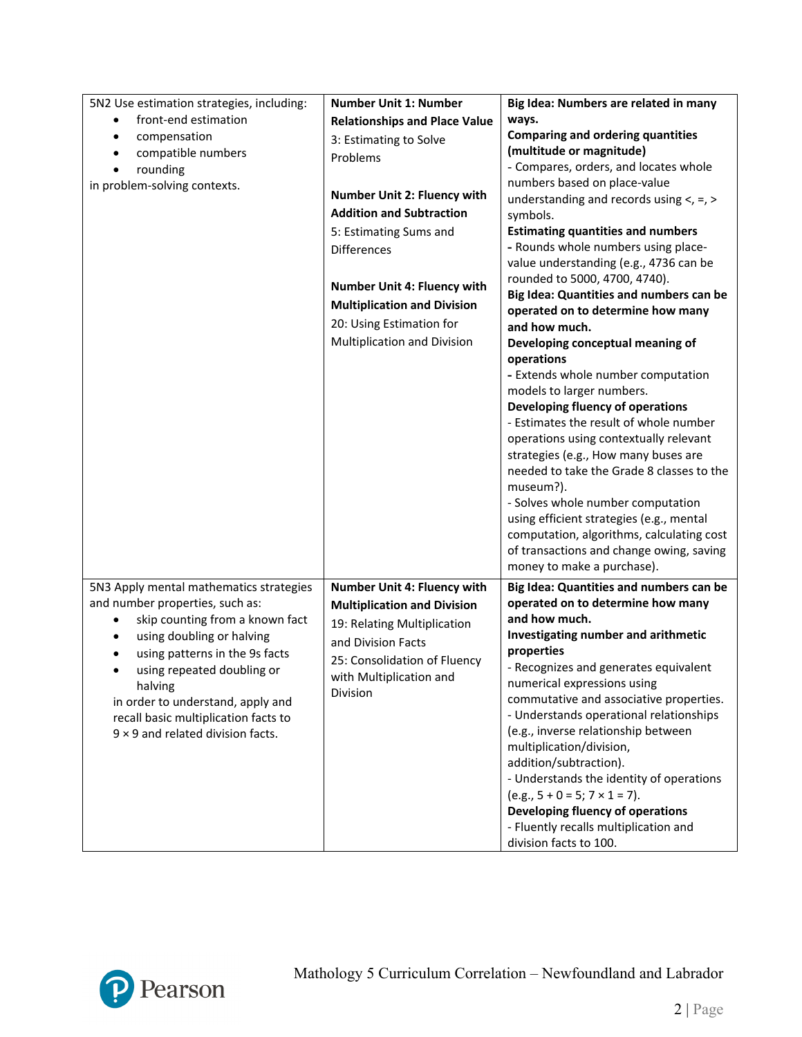| | | |
|---|---|---|
| 5N2 Use estimation strategies, including:<br>• front-end estimation<br>• compensation<br>• compatible numbers<br>• rounding<br>in problem-solving contexts. | **Number Unit 1: Number Relationships and Place Value**<br>3: Estimating to Solve Problems<br><br>**Number Unit 2: Fluency with Addition and Subtraction**<br>5: Estimating Sums and Differences<br><br>**Number Unit 4: Fluency with Multiplication and Division**<br>20: Using Estimation for Multiplication and Division | **Big Idea: Numbers are related in many ways.**<br>**Comparing and ordering quantities (multitude or magnitude)**<br>- Compares, orders, and locates whole numbers based on place-value understanding and records using <, =, > symbols.<br>**Estimating quantities and numbers**<br>- Rounds whole numbers using place-value understanding (e.g., 4736 can be rounded to 5000, 4700, 4740).<br>**Big Idea: Quantities and numbers can be operated on to determine how many and how much.**<br>**Developing conceptual meaning of operations**<br>- Extends whole number computation models to larger numbers.<br>**Developing fluency of operations**<br>- Estimates the result of whole number operations using contextually relevant strategies (e.g., How many buses are needed to take the Grade 8 classes to the museum?).<br>- Solves whole number computation using efficient strategies (e.g., mental computation, algorithms, calculating cost of transactions and change owing, saving money to make a purchase). |
| 5N3 Apply mental mathematics strategies and number properties, such as:<br>• skip counting from a known fact<br>• using doubling or halving<br>• using patterns in the 9s facts<br>• using repeated doubling or halving<br>in order to understand, apply and recall basic multiplication facts to 9 × 9 and related division facts. | **Number Unit 4: Fluency with Multiplication and Division**<br>19: Relating Multiplication and Division Facts<br>25: Consolidation of Fluency with Multiplication and Division | **Big Idea: Quantities and numbers can be operated on to determine how many and how much.**<br>**Investigating number and arithmetic properties**<br>- Recognizes and generates equivalent numerical expressions using commutative and associative properties.<br>- Understands operational relationships (e.g., inverse relationship between multiplication/division, addition/subtraction).<br>- Understands the identity of operations (e.g., 5 + 0 = 5; 7 × 1 = 7).<br>**Developing fluency of operations**<br>- Fluently recalls multiplication and division facts to 100. |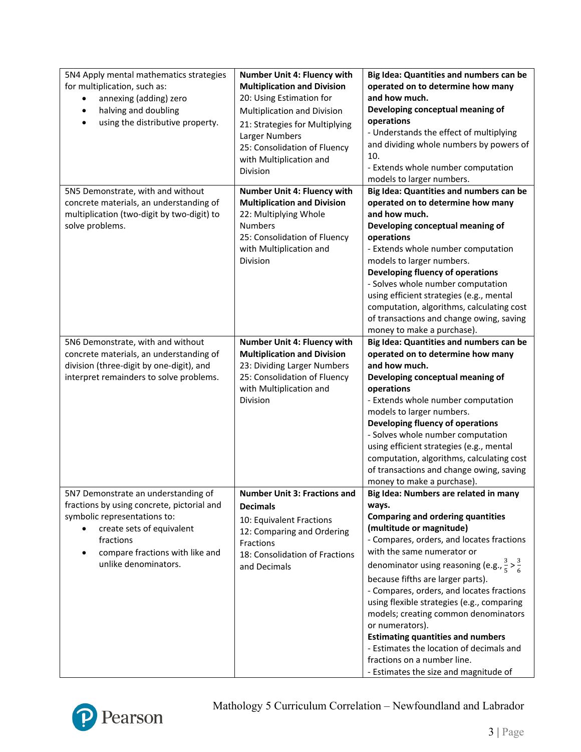| | | |
|---|---|---|
| 5N4 Apply mental mathematics strategies for multiplication, such as:<br>• annexing (adding) zero<br>• halving and doubling<br>• using the distributive property. | **Number Unit 4: Fluency with Multiplication and Division**<br>20: Using Estimation for Multiplication and Division<br>21: Strategies for Multiplying Larger Numbers<br>25: Consolidation of Fluency with Multiplication and Division | **Big Idea: Quantities and numbers can be operated on to determine how many and how much.**<br>**Developing conceptual meaning of operations**<br>- Understands the effect of multiplying and dividing whole numbers by powers of 10.<br>- Extends whole number computation models to larger numbers. |
| 5N5 Demonstrate, with and without concrete materials, an understanding of multiplication (two-digit by two-digit) to solve problems. | **Number Unit 4: Fluency with Multiplication and Division**<br>22: Multiplying Whole Numbers<br>25: Consolidation of Fluency with Multiplication and Division | **Big Idea: Quantities and numbers can be operated on to determine how many and how much.**<br>**Developing conceptual meaning of operations**<br>- Extends whole number computation models to larger numbers.<br>**Developing fluency of operations**<br>- Solves whole number computation using efficient strategies (e.g., mental computation, algorithms, calculating cost of transactions and change owing, saving money to make a purchase). |
| 5N6 Demonstrate, with and without concrete materials, an understanding of division (three-digit by one-digit), and interpret remainders to solve problems. | **Number Unit 4: Fluency with Multiplication and Division**<br>23: Dividing Larger Numbers<br>25: Consolidation of Fluency with Multiplication and Division | **Big Idea: Quantities and numbers can be operated on to determine how many and how much.**<br>**Developing conceptual meaning of operations**<br>- Extends whole number computation models to larger numbers.<br>**Developing fluency of operations**<br>- Solves whole number computation using efficient strategies (e.g., mental computation, algorithms, calculating cost of transactions and change owing, saving money to make a purchase). |
| 5N7 Demonstrate an understanding of fractions by using concrete, pictorial and symbolic representations to:<br>• create sets of equivalent fractions<br>• compare fractions with like and unlike denominators. | **Number Unit 3: Fractions and Decimals**<br>10: Equivalent Fractions<br>12: Comparing and Ordering Fractions<br>18: Consolidation of Fractions and Decimals | **Big Idea: Numbers are related in many ways.**<br>**Comparing and ordering quantities (multitude or magnitude)**<br>- Compares, orders, and locates fractions with the same numerator or denominator using reasoning (e.g., $\frac{3}{5} > \frac{3}{6}$ because fifths are larger parts).<br>- Compares, orders, and locates fractions using flexible strategies (e.g., comparing models; creating common denominators or numerators).<br>**Estimating quantities and numbers**<br>- Estimates the location of decimals and fractions on a number line.<br>- Estimates the size and magnitude of |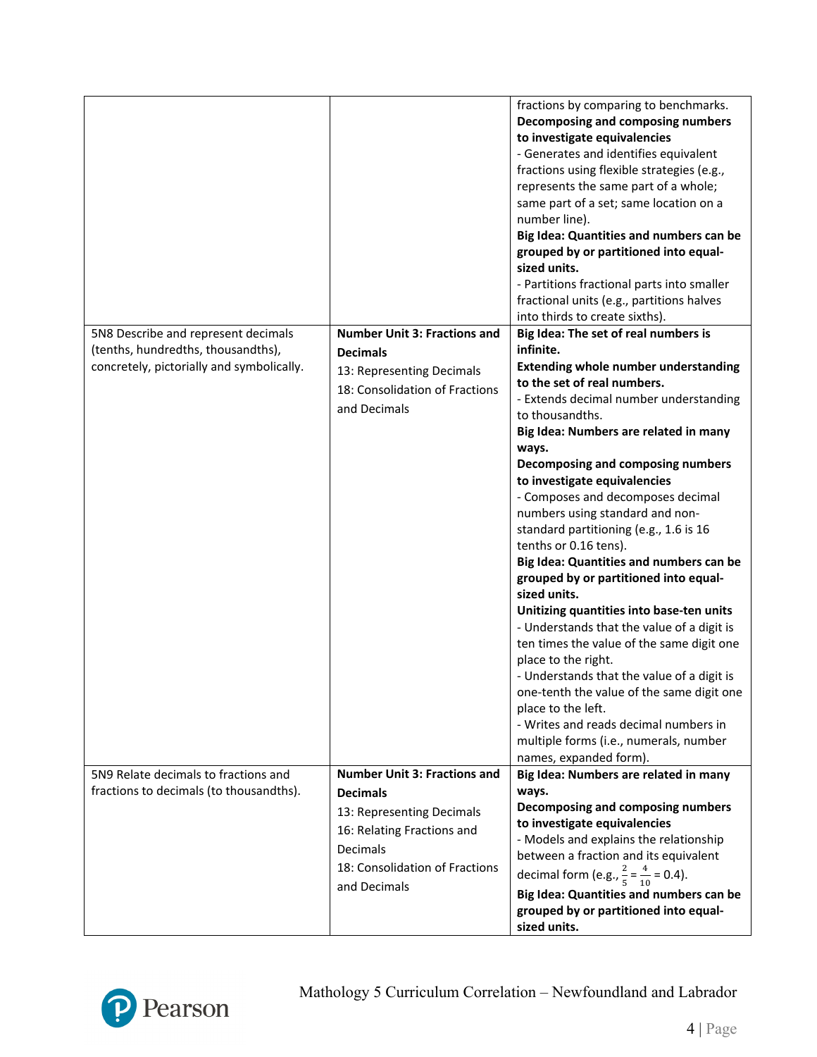| | | |
|---|---|---|
| | | fractions by comparing to benchmarks.<br>**Decomposing and composing numbers to investigate equivalencies**<br>- Generates and identifies equivalent fractions using flexible strategies (e.g., represents the same part of a whole; same part of a set; same location on a number line).<br>**Big Idea: Quantities and numbers can be grouped by or partitioned into equal-sized units.**<br>- Partitions fractional parts into smaller fractional units (e.g., partitions halves into thirds to create sixths). |
| 5N8 Describe and represent decimals (tenths, hundredths, thousandths), concretely, pictorially and symbolically. | **Number Unit 3: Fractions and Decimals**<br>13: Representing Decimals<br>18: Consolidation of Fractions and Decimals | **Big Idea: The set of real numbers is infinite.**<br>**Extending whole number understanding to the set of real numbers.**<br>- Extends decimal number understanding to thousandths.<br>**Big Idea: Numbers are related in many ways.**<br>**Decomposing and composing numbers to investigate equivalencies**<br>- Composes and decomposes decimal numbers using standard and non-standard partitioning (e.g., 1.6 is 16 tenths or 0.16 tens).<br>**Big Idea: Quantities and numbers can be grouped by or partitioned into equal-sized units.**<br>**Unitizing quantities into base-ten units**<br>- Understands that the value of a digit is ten times the value of the same digit one place to the right.<br>- Understands that the value of a digit is one-tenth the value of the same digit one place to the left.<br>- Writes and reads decimal numbers in multiple forms (i.e., numerals, number names, expanded form). |
| 5N9 Relate decimals to fractions and fractions to decimals (to thousandths). | **Number Unit 3: Fractions and Decimals**<br>13: Representing Decimals<br>16: Relating Fractions and Decimals<br>18: Consolidation of Fractions and Decimals | **Big Idea: Numbers are related in many ways.**<br>**Decomposing and composing numbers to investigate equivalencies**<br>- Models and explains the relationship between a fraction and its equivalent decimal form (e.g., $\frac{2}{5} = \frac{4}{10} = 0.4$).<br>**Big Idea: Quantities and numbers can be grouped by or partitioned into equal-sized units.** |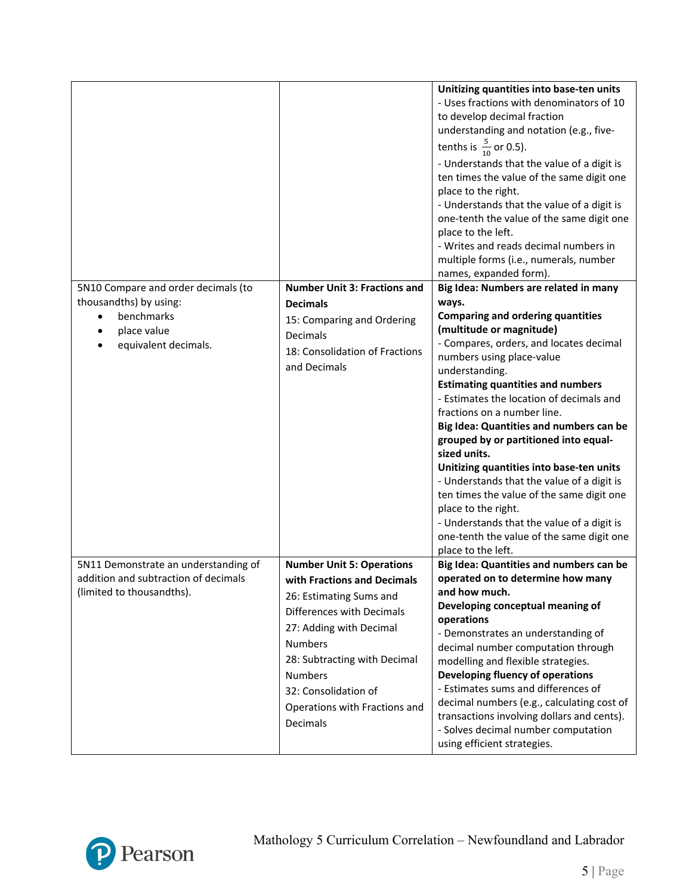| | | |
|---|---|---|
| | | **Unitizing quantities into base-ten units**<br>- Uses fractions with denominators of 10 to develop decimal fraction understanding and notation (e.g., five-tenths is $\frac{5}{10}$ or 0.5).<br>- Understands that the value of a digit is ten times the value of the same digit one place to the right.<br>- Understands that the value of a digit is one-tenth the value of the same digit one place to the left.<br>- Writes and reads decimal numbers in multiple forms (i.e., numerals, number names, expanded form). |
| 5N10 Compare and order decimals (to thousandths) by using:<br>• benchmarks<br>• place value<br>• equivalent decimals. | **Number Unit 3: Fractions and Decimals**<br>15: Comparing and Ordering Decimals<br>18: Consolidation of Fractions and Decimals | **Big Idea: Numbers are related in many ways.**<br>**Comparing and ordering quantities (multitude or magnitude)**<br>- Compares, orders, and locates decimal numbers using place-value understanding.<br>**Estimating quantities and numbers**<br>- Estimates the location of decimals and fractions on a number line.<br>**Big Idea: Quantities and numbers can be grouped by or partitioned into equal-sized units.**<br>**Unitizing quantities into base-ten units**<br>- Understands that the value of a digit is ten times the value of the same digit one place to the right.<br>- Understands that the value of a digit is one-tenth the value of the same digit one place to the left. |
| 5N11 Demonstrate an understanding of addition and subtraction of decimals (limited to thousandths). | **Number Unit 5: Operations with Fractions and Decimals**<br>26: Estimating Sums and Differences with Decimals<br>27: Adding with Decimal Numbers<br>28: Subtracting with Decimal Numbers<br>32: Consolidation of Operations with Fractions and Decimals | **Big Idea: Quantities and numbers can be operated on to determine how many and how much.**<br>**Developing conceptual meaning of operations**<br>- Demonstrates an understanding of decimal number computation through modelling and flexible strategies.<br>**Developing fluency of operations**<br>- Estimates sums and differences of decimal numbers (e.g., calculating cost of transactions involving dollars and cents).<br>- Solves decimal number computation using efficient strategies. |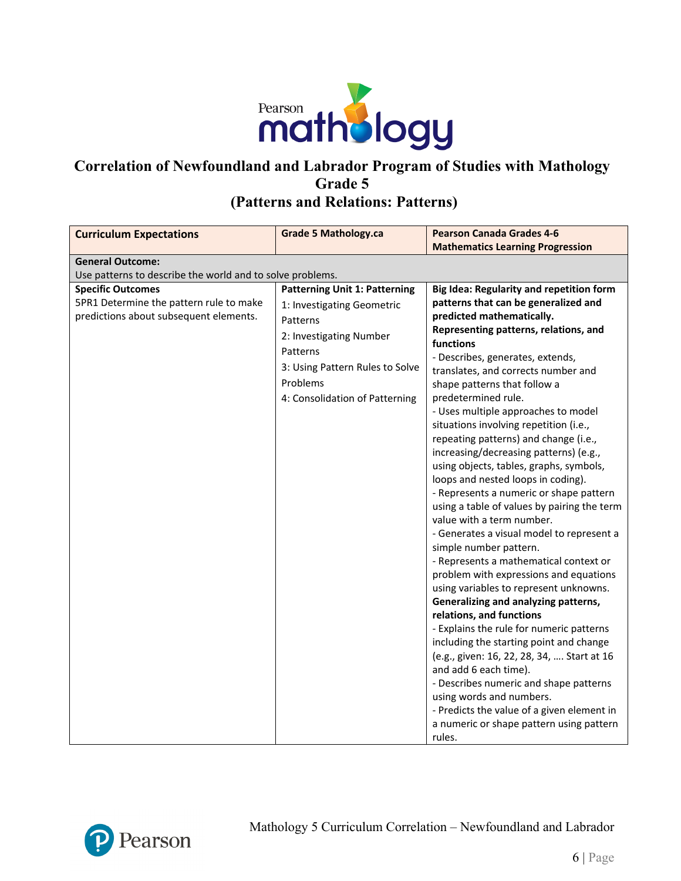# Correlation of Newfoundland and Labrador Program of Studies with Mathology Grade 5 (Patterns and Relations: Patterns)

| Curriculum Expectations | Grade 5 Mathology.ca | Pearson Canada Grades 4-6 Mathematics Learning Progression |
|---|---|---|
| **General Outcome:**<br>Use patterns to describe the world and to solve problems. | | |
| **Specific Outcomes**<br>5PR1 Determine the pattern rule to make predictions about subsequent elements. | **Patterning Unit 1: Patterning**<br>1: Investigating Geometric Patterns<br>2: Investigating Number Patterns<br>3: Using Pattern Rules to Solve Problems<br>4: Consolidation of Patterning | **Big Idea: Regularity and repetition form patterns that can be generalized and predicted mathematically.**<br>**Representing patterns, relations, and functions**<br>- Describes, generates, extends, translates, and corrects number and shape patterns that follow a predetermined rule.<br>- Uses multiple approaches to model situations involving repetition (i.e., repeating patterns) and change (i.e., increasing/decreasing patterns) (e.g., using objects, tables, graphs, symbols, loops and nested loops in coding).<br>- Represents a numeric or shape pattern using a table of values by pairing the term value with a term number.<br>- Generates a visual model to represent a simple number pattern.<br>- Represents a mathematical context or problem with expressions and equations using variables to represent unknowns.<br>**Generalizing and analyzing patterns, relations, and functions**<br>- Explains the rule for numeric patterns including the starting point and change (e.g., given: 16, 22, 28, 34, …. Start at 16 and add 6 each time).<br>- Describes numeric and shape patterns using words and numbers.<br>- Predicts the value of a given element in a numeric or shape pattern using pattern rules. |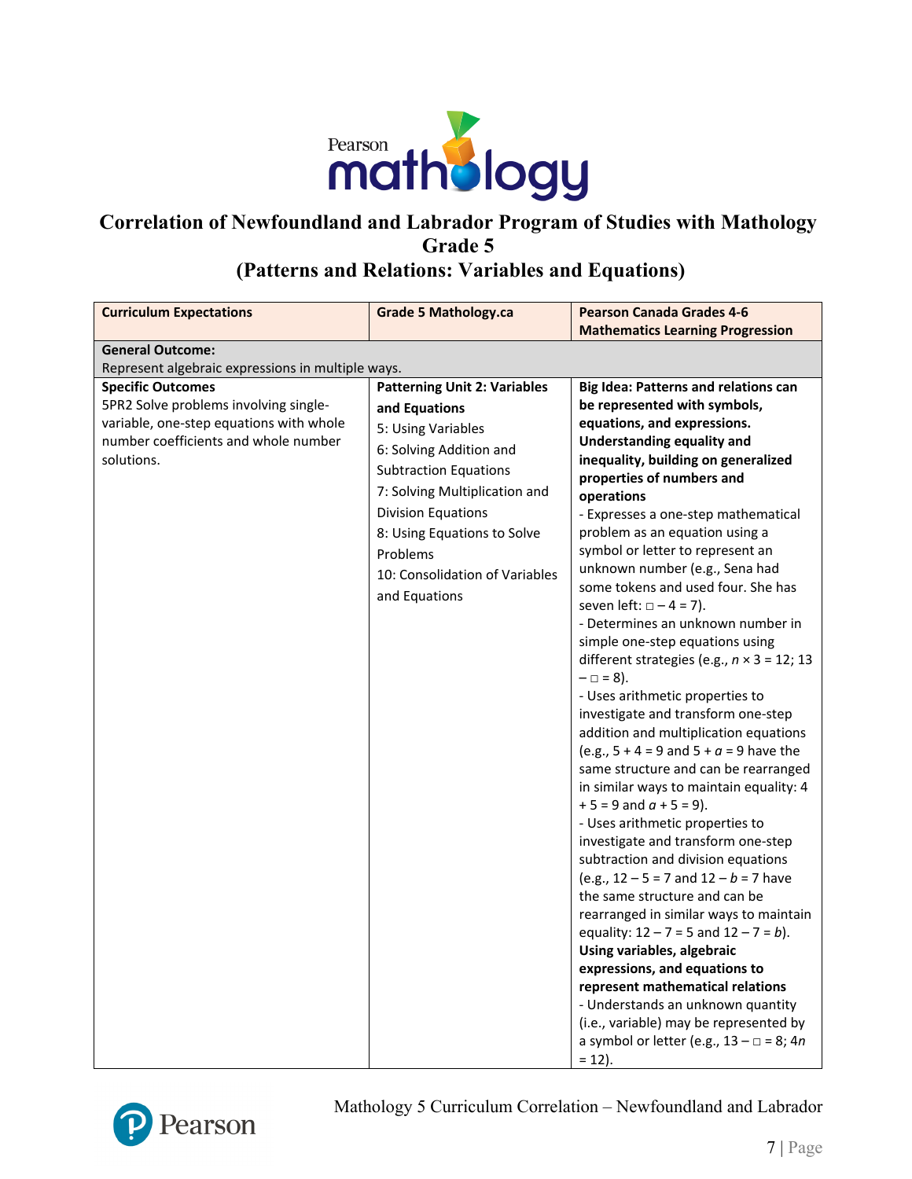# Correlation of Newfoundland and Labrador Program of Studies with Mathology Grade 5
## (Patterns and Relations: Variables and Equations)

| Curriculum Expectations | Grade 5 Mathology.ca | Pearson Canada Grades 4-6 Mathematics Learning Progression |
|---|---|---|
| **General Outcome:**<br>Represent algebraic expressions in multiple ways. | | |
| **Specific Outcomes**<br>5PR2 Solve problems involving single-variable, one-step equations with whole number coefficients and whole number solutions. | **Patterning Unit 2: Variables and Equations**<br>5: Using Variables<br>6: Solving Addition and Subtraction Equations<br>7: Solving Multiplication and Division Equations<br>8: Using Equations to Solve Problems<br>10: Consolidation of Variables and Equations | **Big Idea: Patterns and relations can be represented with symbols, equations, and expressions.**<br>**Understanding equality and inequality, building on generalized properties of numbers and operations**<br>- Expresses a one-step mathematical problem as an equation using a symbol or letter to represent an unknown number (e.g., Sena had some tokens and used four. She has seven left: $\square - 4 = 7$).<br>- Determines an unknown number in simple one-step equations using different strategies (e.g., $n \times 3 = 12$; $13 - \square = 8$).<br>- Uses arithmetic properties to investigate and transform one-step addition and multiplication equations (e.g., $5 + 4 = 9$ and $5 + a = 9$ have the same structure and can be rearranged in similar ways to maintain equality: $4 + 5 = 9$ and $a + 5 = 9$).<br>- Uses arithmetic properties to investigate and transform one-step subtraction and division equations (e.g., $12 - 5 = 7$ and $12 - b = 7$ have the same structure and can be rearranged in similar ways to maintain equality: $12 - 7 = 5$ and $12 - 7 = b$).<br>**Using variables, algebraic expressions, and equations to represent mathematical relations**<br>- Understands an unknown quantity (i.e., variable) may be represented by a symbol or letter (e.g., $13 - \square = 8$; $4n = 12$). |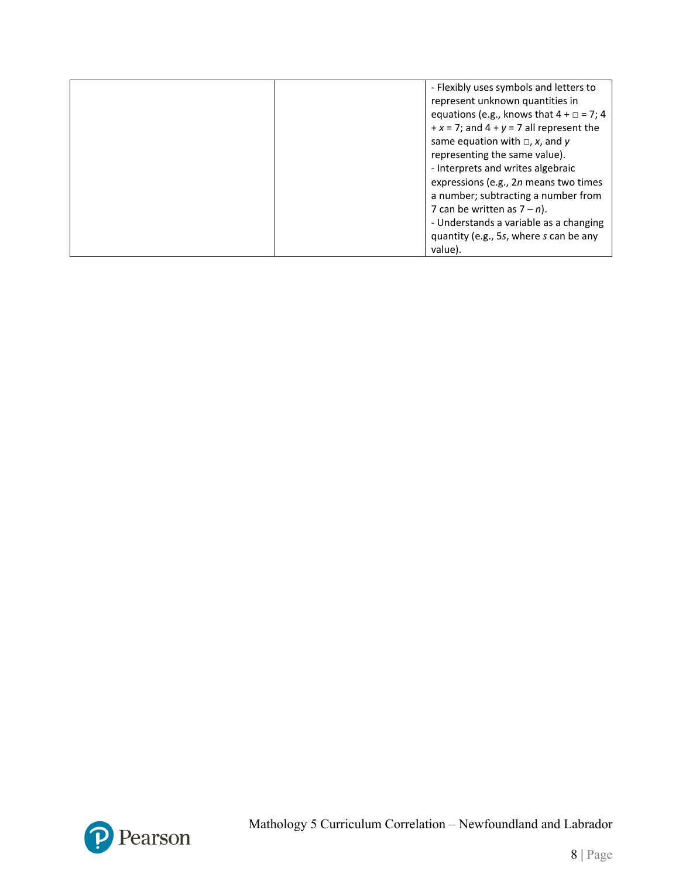| | | |
|---|---|---|
| | | - Flexibly uses symbols and letters to represent unknown quantities in equations (e.g., knows that $4 + \square = 7$; $4 + x = 7$; and $4 + y = 7$ all represent the same equation with $\square$, $x$, and $y$ representing the same value).<br>- Interprets and writes algebraic expressions (e.g., $2n$ means two times a number; subtracting a number from 7 can be written as $7 - n$).<br>- Understands a variable as a changing quantity (e.g., $5s$, where $s$ can be any value). |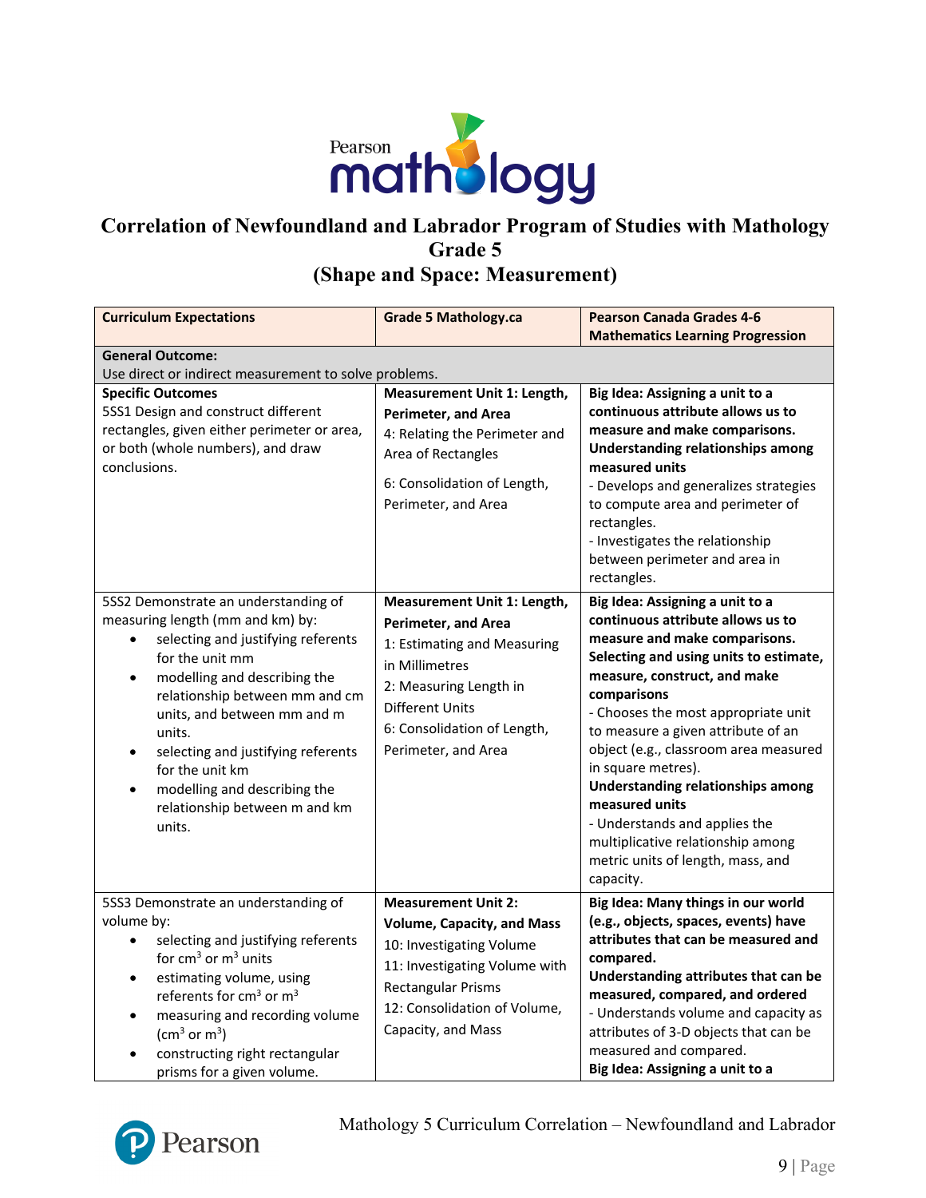# Correlation of Newfoundland and Labrador Program of Studies with Mathology Grade 5 (Shape and Space: Measurement)

| Curriculum Expectations | Grade 5 Mathology.ca | Pearson Canada Grades 4-6 Mathematics Learning Progression |
|---|---|---|
| **General Outcome:**<br>Use direct or indirect measurement to solve problems. | | |
| **Specific Outcomes**<br>5SS1 Design and construct different rectangles, given either perimeter or area, or both (whole numbers), and draw conclusions. | **Measurement Unit 1: Length, Perimeter, and Area**<br>4: Relating the Perimeter and Area of Rectangles<br><br>6: Consolidation of Length, Perimeter, and Area | **Big Idea: Assigning a unit to a continuous attribute allows us to measure and make comparisons.**<br>**Understanding relationships among measured units**<br>- Develops and generalizes strategies to compute area and perimeter of rectangles.<br>- Investigates the relationship between perimeter and area in rectangles. |
| 5SS2 Demonstrate an understanding of measuring length (mm and km) by:<br>• selecting and justifying referents for the unit mm<br>• modelling and describing the relationship between mm and cm units, and between mm and m units.<br>• selecting and justifying referents for the unit km<br>• modelling and describing the relationship between m and km units. | **Measurement Unit 1: Length, Perimeter, and Area**<br>1: Estimating and Measuring in Millimetres<br>2: Measuring Length in Different Units<br>6: Consolidation of Length, Perimeter, and Area | **Big Idea: Assigning a unit to a continuous attribute allows us to measure and make comparisons.**<br>**Selecting and using units to estimate, measure, construct, and make comparisons**<br>- Chooses the most appropriate unit to measure a given attribute of an object (e.g., classroom area measured in square metres).<br>**Understanding relationships among measured units**<br>- Understands and applies the multiplicative relationship among metric units of length, mass, and capacity. |
| 5SS3 Demonstrate an understanding of volume by:<br>• selecting and justifying referents for $cm^3$ or $m^3$ units<br>• estimating volume, using referents for $cm^3$ or $m^3$<br>• measuring and recording volume ($cm^3$ or $m^3$)<br>• constructing right rectangular prisms for a given volume. | **Measurement Unit 2: Volume, Capacity, and Mass**<br>10: Investigating Volume<br>11: Investigating Volume with Rectangular Prisms<br>12: Consolidation of Volume, Capacity, and Mass | **Big Idea: Many things in our world (e.g., objects, spaces, events) have attributes that can be measured and compared.**<br>**Understanding attributes that can be measured, compared, and ordered**<br>- Understands volume and capacity as attributes of 3-D objects that can be measured and compared.<br>**Big Idea: Assigning a unit to a** |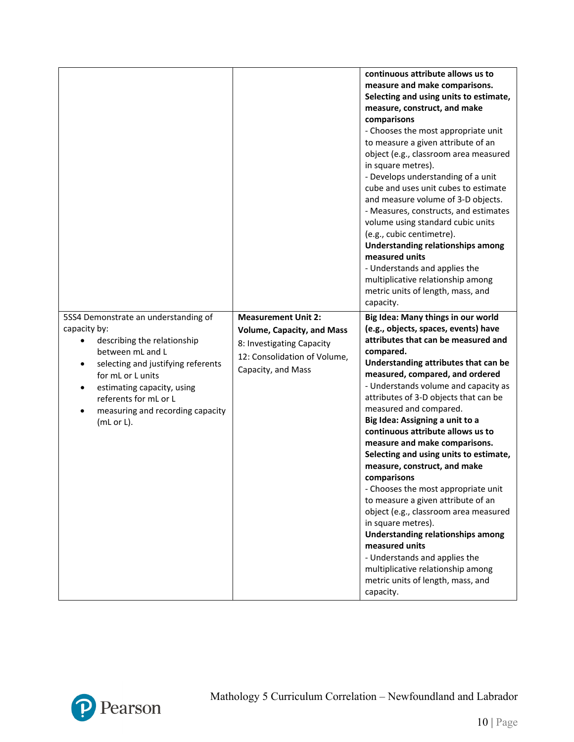| | | |
|---|---|---|
| | | **continuous attribute allows us to measure and make comparisons.** <br> **Selecting and using units to estimate, measure, construct, and make comparisons** <br> - Chooses the most appropriate unit to measure a given attribute of an object (e.g., classroom area measured in square metres). <br> - Develops understanding of a unit cube and uses unit cubes to estimate and measure volume of 3-D objects. <br> - Measures, constructs, and estimates volume using standard cubic units (e.g., cubic centimetre). <br> **Understanding relationships among measured units** <br> - Understands and applies the multiplicative relationship among metric units of length, mass, and capacity. |
| 5SS4 Demonstrate an understanding of capacity by: <br> • describing the relationship between mL and L <br> • selecting and justifying referents for mL or L units <br> • estimating capacity, using referents for mL or L <br> • measuring and recording capacity (mL or L). | **Measurement Unit 2: Volume, Capacity, and Mass** <br> 8: Investigating Capacity <br> 12: Consolidation of Volume, Capacity, and Mass | **Big Idea: Many things in our world (e.g., objects, spaces, events) have attributes that can be measured and compared.** <br> **Understanding attributes that can be measured, compared, and ordered** <br> - Understands volume and capacity as attributes of 3-D objects that can be measured and compared. <br> **Big Idea: Assigning a unit to a continuous attribute allows us to measure and make comparisons.** <br> **Selecting and using units to estimate, measure, construct, and make comparisons** <br> - Chooses the most appropriate unit to measure a given attribute of an object (e.g., classroom area measured in square metres). <br> **Understanding relationships among measured units** <br> - Understands and applies the multiplicative relationship among metric units of length, mass, and capacity. |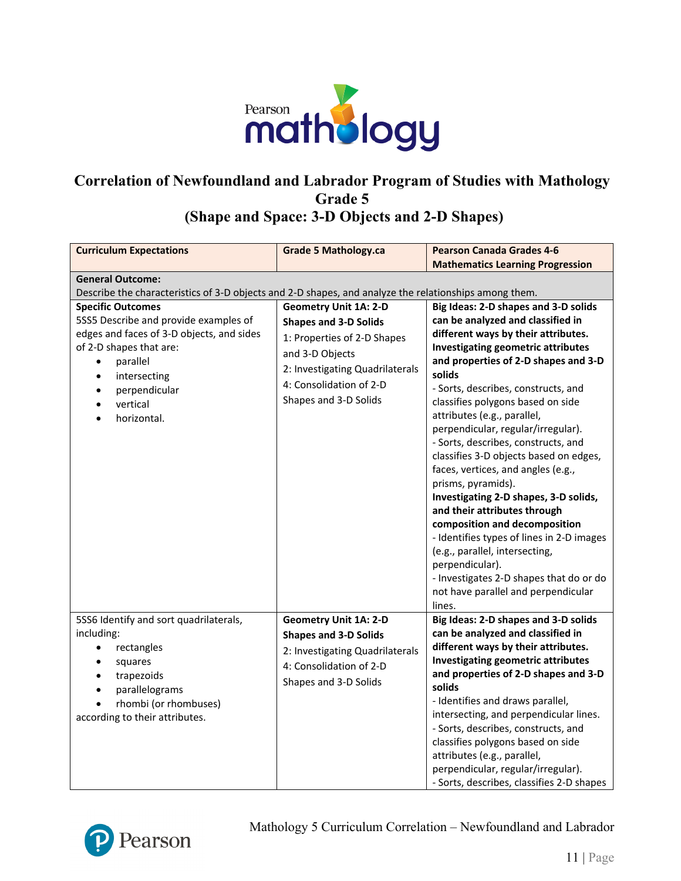# Correlation of Newfoundland and Labrador Program of Studies with Mathology Grade 5 (Shape and Space: 3-D Objects and 2-D Shapes)

| Curriculum Expectations | Grade 5 Mathology.ca | Pearson Canada Grades 4-6 Mathematics Learning Progression |
|---|---|---|
| **General Outcome:** Describe the characteristics of 3-D objects and 2-D shapes, and analyze the relationships among them. | | |
| **Specific Outcomes**<br>5SS5 Describe and provide examples of edges and faces of 3-D objects, and sides of 2-D shapes that are:<br>• parallel<br>• intersecting<br>• perpendicular<br>• vertical<br>• horizontal. | **Geometry Unit 1A: 2-D Shapes and 3-D Solids**<br>1: Properties of 2-D Shapes and 3-D Objects<br>2: Investigating Quadrilaterals<br>4: Consolidation of 2-D Shapes and 3-D Solids | **Big Ideas: 2-D shapes and 3-D solids can be analyzed and classified in different ways by their attributes.**<br>**Investigating geometric attributes and properties of 2-D shapes and 3-D solids**<br>- Sorts, describes, constructs, and classifies polygons based on side attributes (e.g., parallel, perpendicular, regular/irregular).<br>- Sorts, describes, constructs, and classifies 3-D objects based on edges, faces, vertices, and angles (e.g., prisms, pyramids).<br>**Investigating 2-D shapes, 3-D solids, and their attributes through composition and decomposition**<br>- Identifies types of lines in 2-D images (e.g., parallel, intersecting, perpendicular).<br>- Investigates 2-D shapes that do or do not have parallel and perpendicular lines. |
| 5SS6 Identify and sort quadrilaterals, including:<br>• rectangles<br>• squares<br>• trapezoids<br>• parallelograms<br>• rhombi (or rhombuses)<br>according to their attributes. | **Geometry Unit 1A: 2-D Shapes and 3-D Solids**<br>2: Investigating Quadrilaterals<br>4: Consolidation of 2-D Shapes and 3-D Solids | **Big Ideas: 2-D shapes and 3-D solids can be analyzed and classified in different ways by their attributes.**<br>**Investigating geometric attributes and properties of 2-D shapes and 3-D solids**<br>- Identifies and draws parallel, intersecting, and perpendicular lines.<br>- Sorts, describes, constructs, and classifies polygons based on side attributes (e.g., parallel, perpendicular, regular/irregular).<br>- Sorts, describes, classifies 2-D shapes |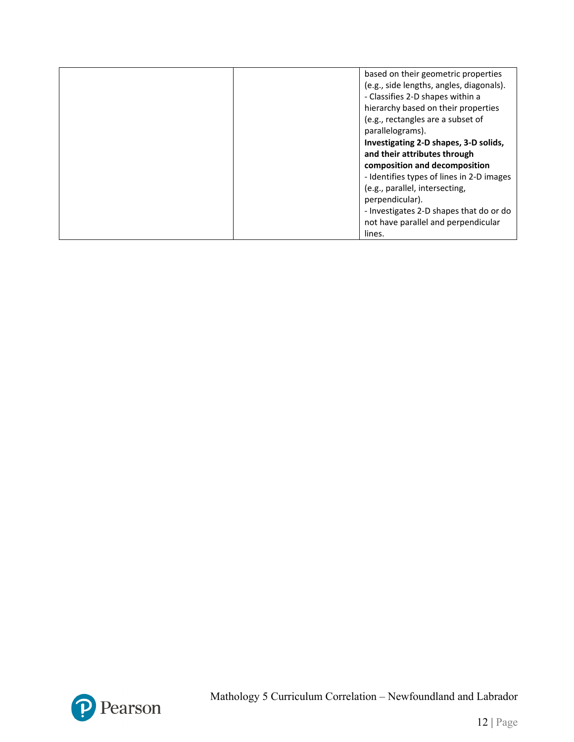| | | |
|---|---|---|
| | | based on their geometric properties (e.g., side lengths, angles, diagonals).<br>- Classifies 2-D shapes within a hierarchy based on their properties (e.g., rectangles are a subset of parallelograms).<br>**Investigating 2-D shapes, 3-D solids, and their attributes through composition and decomposition**<br>- Identifies types of lines in 2-D images (e.g., parallel, intersecting, perpendicular).<br>- Investigates 2-D shapes that do or do not have parallel and perpendicular lines. |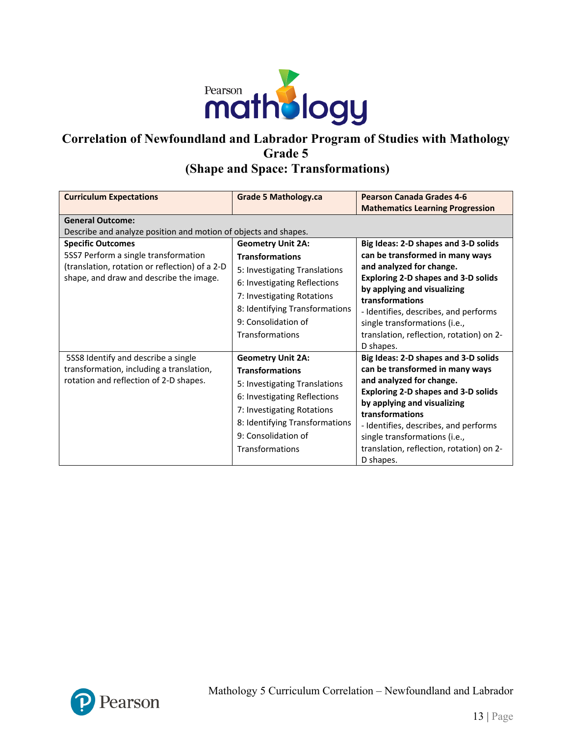# Correlation of Newfoundland and Labrador Program of Studies with Mathology Grade 5 (Shape and Space: Transformations)

| Curriculum Expectations | Grade 5 Mathology.ca | Pearson Canada Grades 4-6 Mathematics Learning Progression |
|---|---|---|
| **General Outcome:** Describe and analyze position and motion of objects and shapes. | | |
| **Specific Outcomes**<br>5SS7 Perform a single transformation (translation, rotation or reflection) of a 2-D shape, and draw and describe the image. | **Geometry Unit 2A: Transformations**<br>5: Investigating Translations<br>6: Investigating Reflections<br>7: Investigating Rotations<br>8: Identifying Transformations<br>9: Consolidation of Transformations | **Big Ideas: 2-D shapes and 3-D solids can be transformed in many ways and analyzed for change.**<br>**Exploring 2-D shapes and 3-D solids by applying and visualizing transformations**<br>- Identifies, describes, and performs single transformations (i.e., translation, reflection, rotation) on 2-D shapes. |
| 5SS8 Identify and describe a single transformation, including a translation, rotation and reflection of 2-D shapes. | **Geometry Unit 2A: Transformations**<br>5: Investigating Translations<br>6: Investigating Reflections<br>7: Investigating Rotations<br>8: Identifying Transformations<br>9: Consolidation of Transformations | **Big Ideas: 2-D shapes and 3-D solids can be transformed in many ways and analyzed for change.**<br>**Exploring 2-D shapes and 3-D solids by applying and visualizing transformations**<br>- Identifies, describes, and performs single transformations (i.e., translation, reflection, rotation) on 2-D shapes. |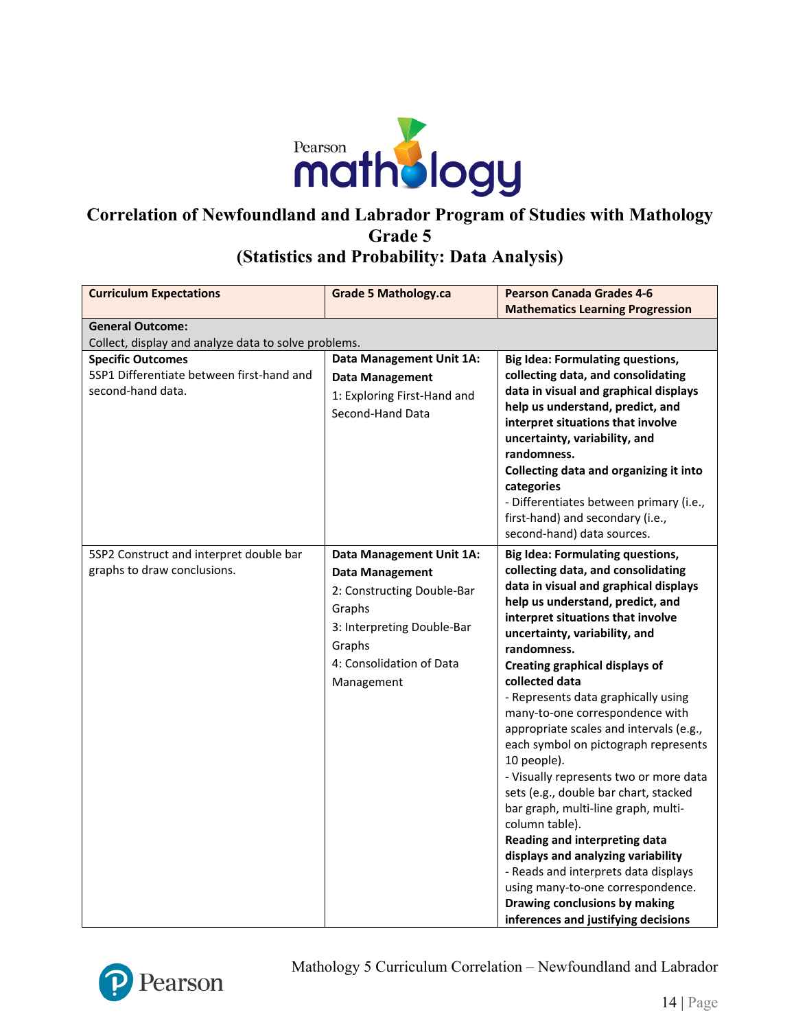# Correlation of Newfoundland and Labrador Program of Studies with Mathology Grade 5 (Statistics and Probability: Data Analysis)

| Curriculum Expectations | Grade 5 Mathology.ca | Pearson Canada Grades 4-6 Mathematics Learning Progression |
|---|---|---|
| **General Outcome:**<br>Collect, display and analyze data to solve problems. | | |
| **Specific Outcomes**<br>5SP1 Differentiate between first-hand and second-hand data. | **Data Management Unit 1A: Data Management**<br>1: Exploring First-Hand and Second-Hand Data | **Big Idea: Formulating questions, collecting data, and consolidating data in visual and graphical displays help us understand, predict, and interpret situations that involve uncertainty, variability, and randomness.**<br>**Collecting data and organizing it into categories**<br>- Differentiates between primary (i.e., first-hand) and secondary (i.e., second-hand) data sources. |
| 5SP2 Construct and interpret double bar graphs to draw conclusions. | **Data Management Unit 1A: Data Management**<br>2: Constructing Double-Bar Graphs<br>3: Interpreting Double-Bar Graphs<br>4: Consolidation of Data Management | **Big Idea: Formulating questions, collecting data, and consolidating data in visual and graphical displays help us understand, predict, and interpret situations that involve uncertainty, variability, and randomness.**<br>**Creating graphical displays of collected data**<br>- Represents data graphically using many-to-one correspondence with appropriate scales and intervals (e.g., each symbol on pictograph represents 10 people).<br>- Visually represents two or more data sets (e.g., double bar chart, stacked bar graph, multi-line graph, multi-column table).<br>**Reading and interpreting data displays and analyzing variability**<br>- Reads and interprets data displays using many-to-one correspondence.<br>**Drawing conclusions by making inferences and justifying decisions** |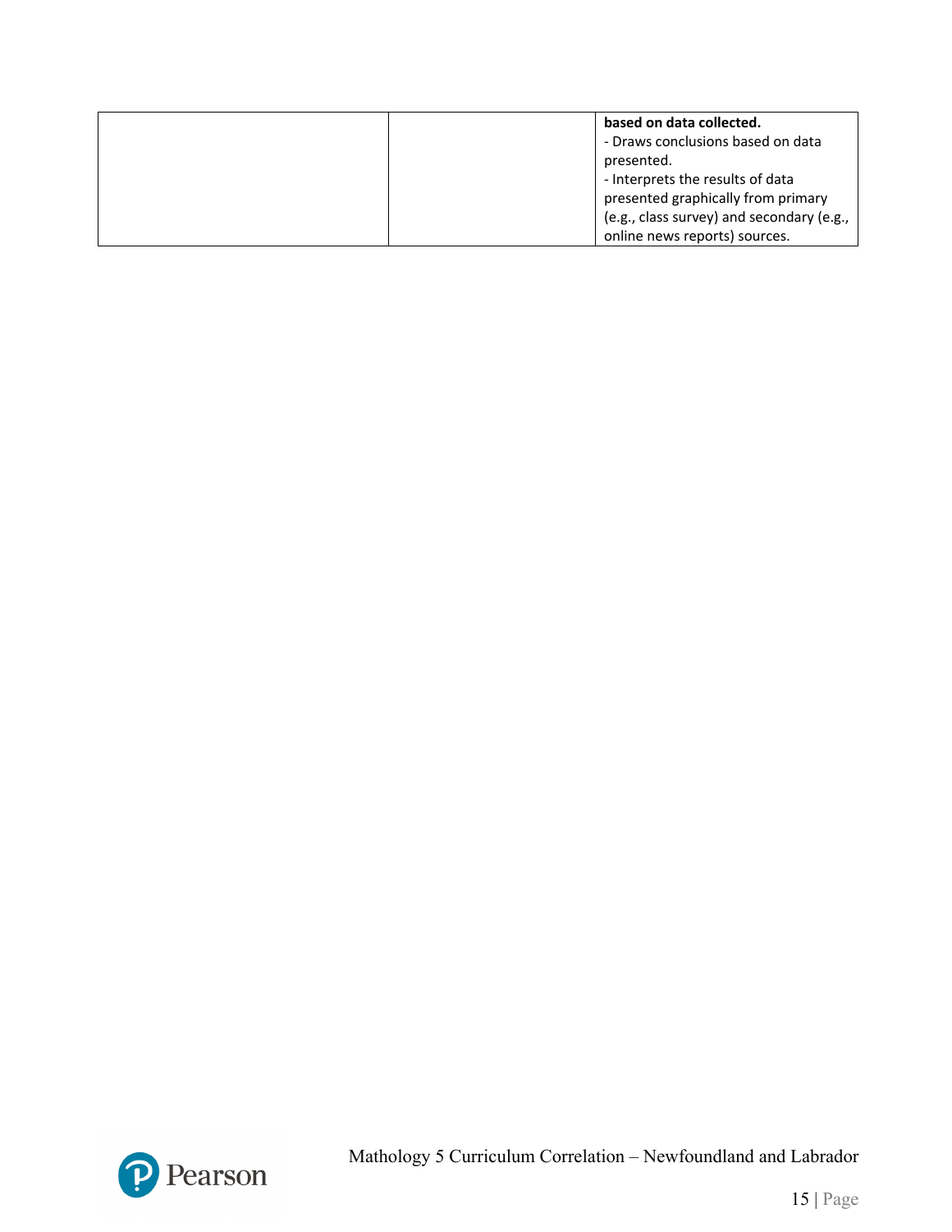| | | |
|---|---|---|
| | | **based on data collected.**<br>- Draws conclusions based on data presented.<br>- Interprets the results of data presented graphically from primary (e.g., class survey) and secondary (e.g., online news reports) sources. |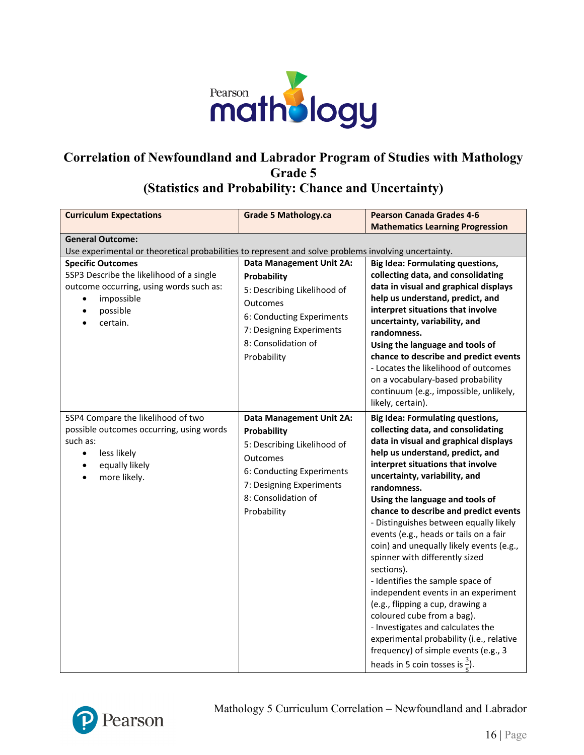# Correlation of Newfoundland and Labrador Program of Studies with Mathology Grade 5 (Statistics and Probability: Chance and Uncertainty)

| Curriculum Expectations | Grade 5 Mathology.ca | Pearson Canada Grades 4-6 Mathematics Learning Progression |
|---|---|---|
| **General Outcome:** Use experimental or theoretical probabilities to represent and solve problems involving uncertainty. | | |
| **Specific Outcomes**<br>5SP3 Describe the likelihood of a single outcome occurring, using words such as:<br>• impossible<br>• possible<br>• certain. | **Data Management Unit 2A: Probability**<br>5: Describing Likelihood of Outcomes<br>6: Conducting Experiments<br>7: Designing Experiments<br>8: Consolidation of Probability | **Big Idea: Formulating questions, collecting data, and consolidating data in visual and graphical displays help us understand, predict, and interpret situations that involve uncertainty, variability, and randomness.**<br>**Using the language and tools of chance to describe and predict events**<br>- Locates the likelihood of outcomes on a vocabulary-based probability continuum (e.g., impossible, unlikely, likely, certain). |
| 5SP4 Compare the likelihood of two possible outcomes occurring, using words such as:<br>• less likely<br>• equally likely<br>• more likely. | **Data Management Unit 2A: Probability**<br>5: Describing Likelihood of Outcomes<br>6: Conducting Experiments<br>7: Designing Experiments<br>8: Consolidation of Probability | **Big Idea: Formulating questions, collecting data, and consolidating data in visual and graphical displays help us understand, predict, and interpret situations that involve uncertainty, variability, and randomness.**<br>**Using the language and tools of chance to describe and predict events**<br>- Distinguishes between equally likely events (e.g., heads or tails on a fair coin) and unequally likely events (e.g., spinner with differently sized sections).<br>- Identifies the sample space of independent events in an experiment (e.g., flipping a cup, drawing a coloured cube from a bag).<br>- Investigates and calculates the experimental probability (i.e., relative frequency) of simple events (e.g., 3 heads in 5 coin tosses is $\frac{3}{5}$). |